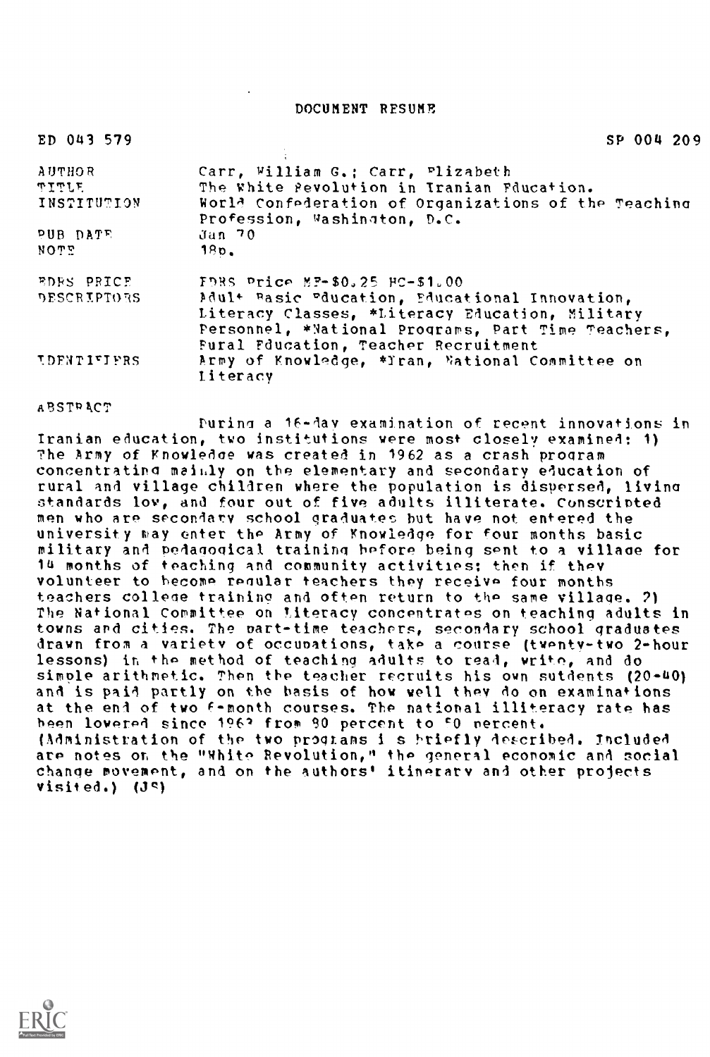DOCUMENT RESUME

| | |
|---|---|
| ED 043 579 | SP 004 209 |
| AUTHOR | Carr, William G.; Carr, Elizabeth |
| TITLE | The White Revolution in Iranian Education. |
| INSTITUTION | World Confederation of Organizations of the Teaching Profession, Washington, D.C. |
| PUB DATE | Jan 70 |
| NOTE | 18p. |
| EDRS PRICE | EDRS Price MF-$0.25 HC-$1.00 |
| DESCRIPTORS | Adult Basic Education, Educational Innovation, Literacy Classes, *Literacy Education, Military Personnel, *National Programs, Part Time Teachers, Rural Education, Teacher Recruitment |
| IDENTIFIERS | Army of Knowledge, *Iran, National Committee on Literacy |

ABSTRACT

During a 16-day examination of recent innovations in Iranian education, two institutions were most closely examined: 1) The Army of Knowledge was created in 1962 as a crash program concentrating mainly on the elementary and secondary education of rural and village children where the population is dispersed, living standards low, and four out of five adults illiterate. Conscripted men who are secondary school graduates but have not entered the university may enter the Army of Knowledge for four months basic military and pedagogical training before being sent to a village for 14 months of teaching and community activities; then if they volunteer to become regular teachers they receive four months teachers college training and often return to the same village. 2) The National Committee on Literacy concentrates on teaching adults in towns and cities. The part-time teachers, secondary school graduates drawn from a variety of occupations, take a course (twenty-two 2-hour lessons) in the method of teaching adults to read, write, and do simple arithmetic. Then the teacher recruits his own sutdents (20-40) and is paid partly on the basis of how well they do on examinations at the end of two 6-month courses. The national illiteracy rate has been lowered since 1963 from 80 percent to 50 percent. (Administration of the two programs i s briefly described. Included are notes on the "White Revolution," the general economic and social change movement, and on the authors' itinerary and other projects visited.) (JS)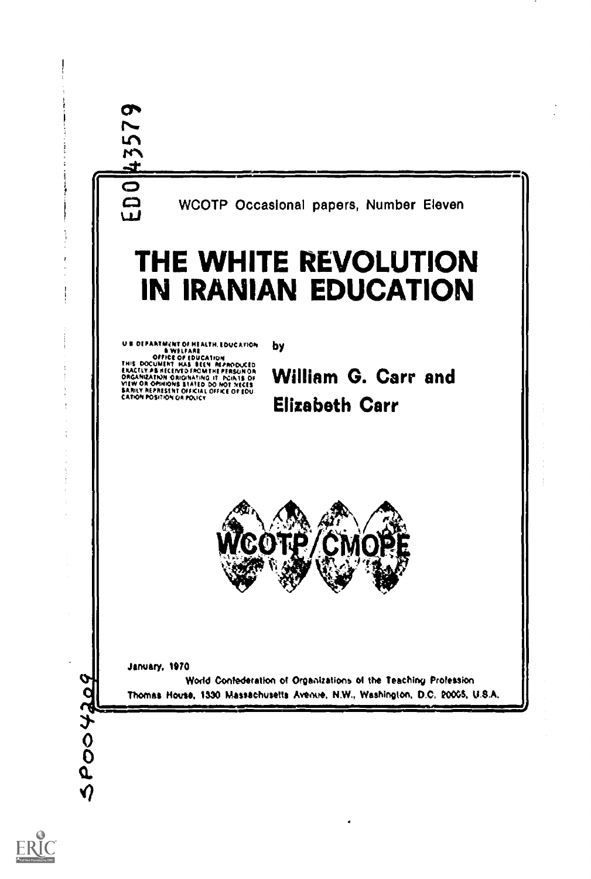ED043579

WCOTP Occasional papers, Number Eleven

# THE WHITE REVOLUTION IN IRANIAN EDUCATION

U.S. DEPARTMENT OF HEALTH, EDUCATION & WELFARE
OFFICE OF EDUCATION
THIS DOCUMENT HAS BEEN REPRODUCED EXACTLY AS RECEIVED FROM THE PERSON OR ORGANIZATION ORIGINATING IT. POINTS OF VIEW OR OPINIONS STATED DO NOT NECESSARILY REPRESENT OFFICIAL OFFICE OF EDUCATION POSITION OR POLICY

by

**William G. Carr and Elizabeth Carr**

WCOTP/CMOPE

January, 1970

World Confederation of Organizations of the Teaching Profession
Thomas House, 1330 Massachusetts Avenue, N.W., Washington, D.C. 20005, U.S.A.

SP004209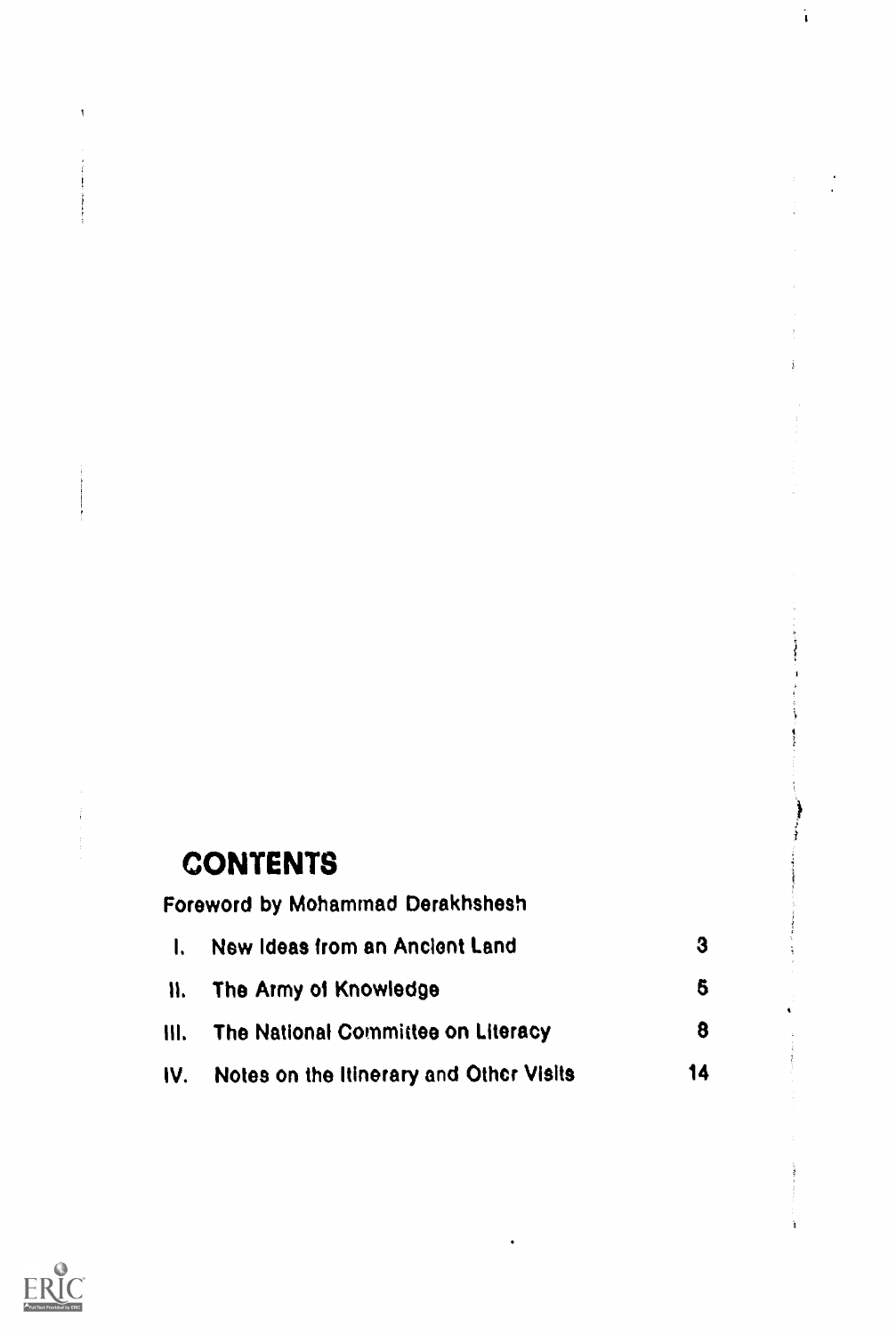# CONTENTS

Foreword by Mohammad Derakhshesh

| | | |
|---|---|---|
| I. | New Ideas from an Ancient Land | 3 |
| II. | The Army of Knowledge | 5 |
| III. | The National Committee on Literacy | 8 |
| IV. | Notes on the Itinerary and Other Visits | 14 |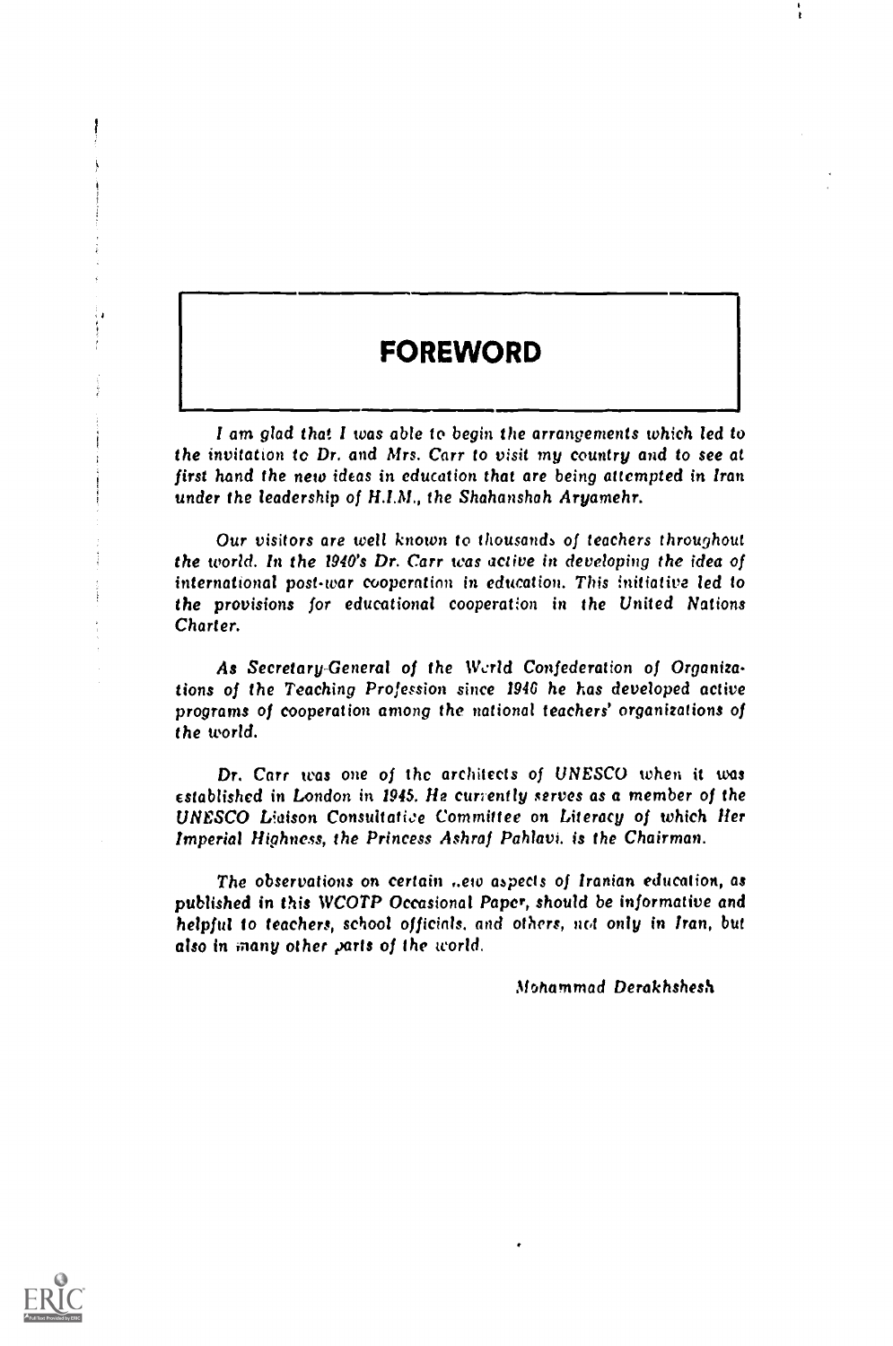# FOREWORD

*I am glad that I was able to begin the arrangements which led to the invitation to Dr. and Mrs. Carr to visit my country and to see at first hand the new ideas in education that are being attempted in Iran under the leadership of H.I.M., the Shahanshah Aryamehr.*

*Our visitors are well known to thousands of teachers throughout the world. In the 1940's Dr. Carr was active in developing the idea of international post-war cooperation in education. This initiative led to the provisions for educational cooperation in the United Nations Charter.*

*As Secretary-General of the World Confederation of Organizations of the Teaching Profession since 1946 he has developed active programs of cooperation among the national teachers' organizations of the world.*

*Dr. Carr was one of the architects of UNESCO when it was established in London in 1945. He currently serves as a member of the UNESCO Liaison Consultative Committee on Literacy of which Her Imperial Highness, the Princess Ashraf Pahlavi, is the Chairman.*

*The observations on certain new aspects of Iranian education, as published in this WCOTP Occasional Paper, should be informative and helpful to teachers, school officials, and others, not only in Iran, but also in many other parts of the world.*

*Mohammad Derakhshesh*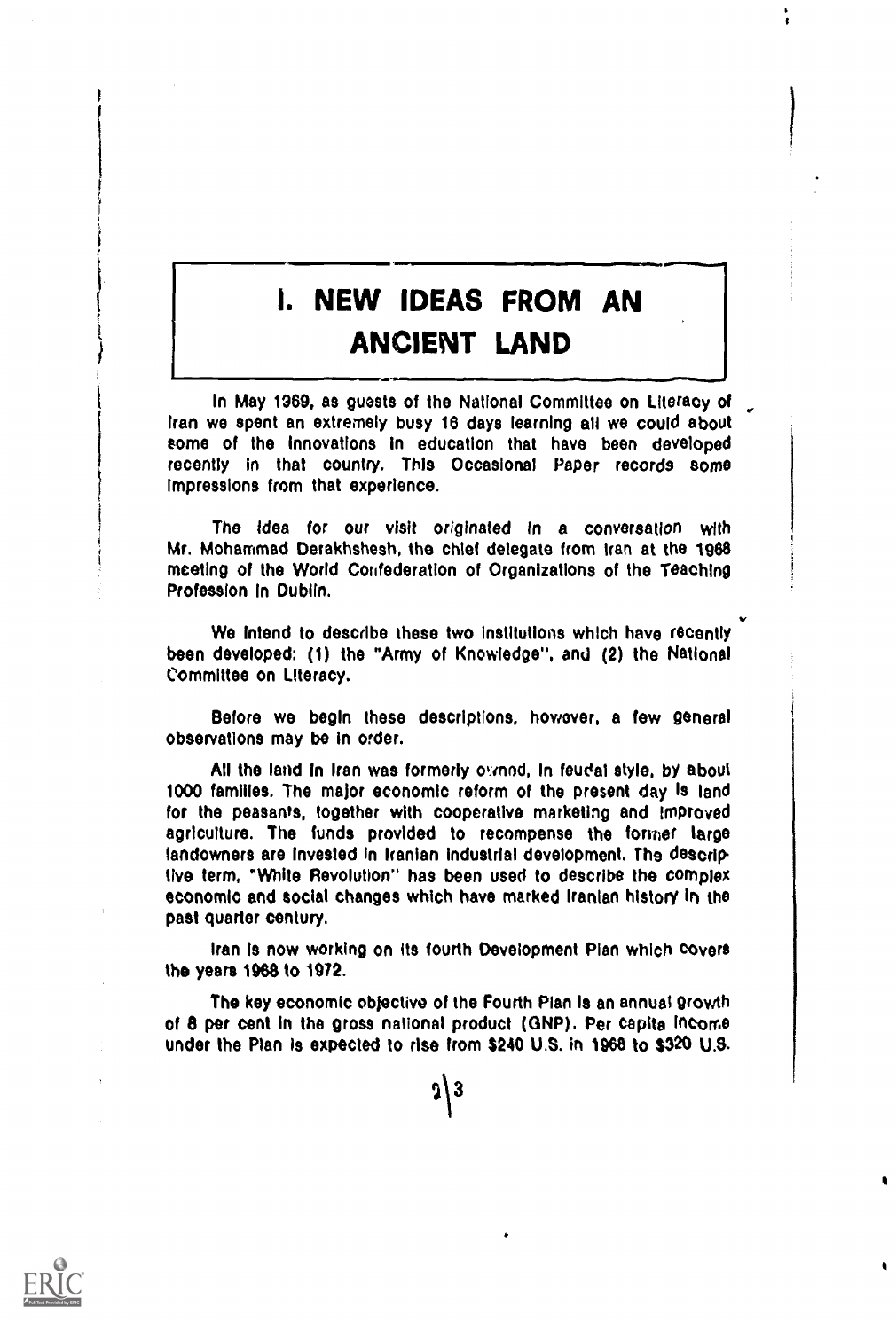# I. NEW IDEAS FROM AN ANCIENT LAND

In May 1969, as guests of the National Committee on Literacy of Iran we spent an extremely busy 16 days learning all we could about some of the innovations in education that have been developed recently in that country. This Occasional Paper records some impressions from that experience.

The idea for our visit originated in a conversation with Mr. Mohammad Derakhshesh, the chief delegate from Iran at the 1968 meeting of the World Confederation of Organizations of the Teaching Profession in Dublin.

We intend to describe these two institutions which have recently been developed: (1) the "Army of Knowledge", and (2) the National Committee on Literacy.

Before we begin these descriptions, however, a few general observations may be in order.

All the land in Iran was formerly owned, in feudal style, by about 1000 families. The major economic reform of the present day is land for the peasants, together with cooperative marketing and improved agriculture. The funds provided to recompense the former large landowners are invested in Iranian industrial development. The descriptive term, "White Revolution" has been used to describe the complex economic and social changes which have marked Iranian history in the past quarter century.

Iran is now working on its fourth Development Plan which covers the years 1968 to 1972.

The key economic objective of the Fourth Plan is an annual growth of 8 per cent in the gross national product (GNP). Per capita income under the Plan is expected to rise from $240 U.S. in 1968 to $320 U.S.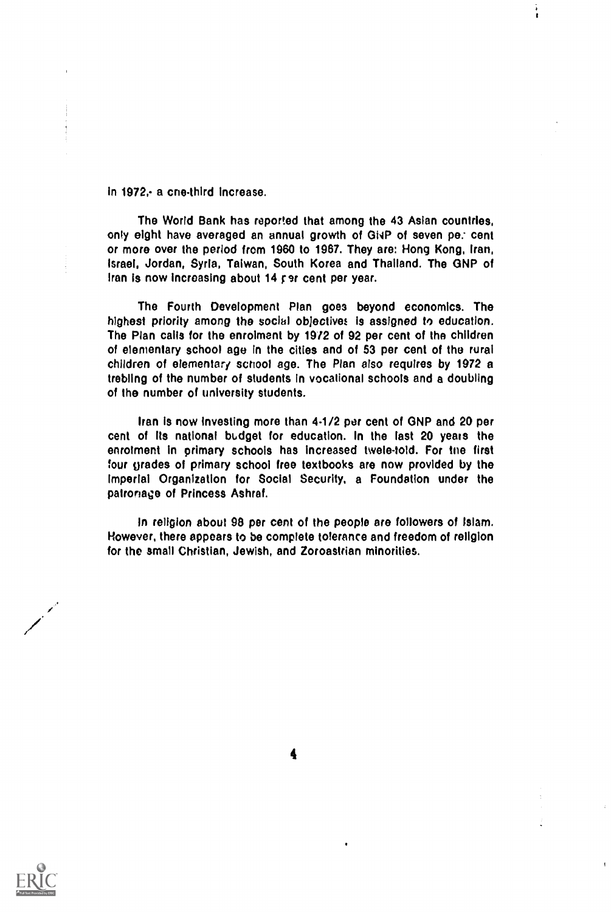in 1972, a one-third increase.

The World Bank has reported that among the 43 Asian countries, only eight have averaged an annual growth of GNP of seven per cent or more over the period from 1960 to 1967. They are: Hong Kong, Iran, Israel, Jordan, Syria, Taiwan, South Korea and Thailand. The GNP of Iran is now increasing about 14 per cent per year.

The Fourth Development Plan goes beyond economics. The highest priority among the social objectives is assigned to education. The Plan calls for the enrolment by 1972 of 92 per cent of the children of elementary school age in the cities and of 53 per cent of the rural children of elementary school age. The Plan also requires by 1972 a trebling of the number of students in vocational schools and a doubling of the number of university students.

Iran is now investing more than 4-1/2 per cent of GNP and 20 per cent of its national budget for education. In the last 20 years the enrolment in primary schools has increased twelve-fold. For the first four grades of primary school free textbooks are now provided by the Imperial Organization for Social Security, a Foundation under the patronage of Princess Ashraf.

In religion about 98 per cent of the people are followers of Islam. However, there appears to be complete tolerance and freedom of religion for the small Christian, Jewish, and Zoroastrian minorities.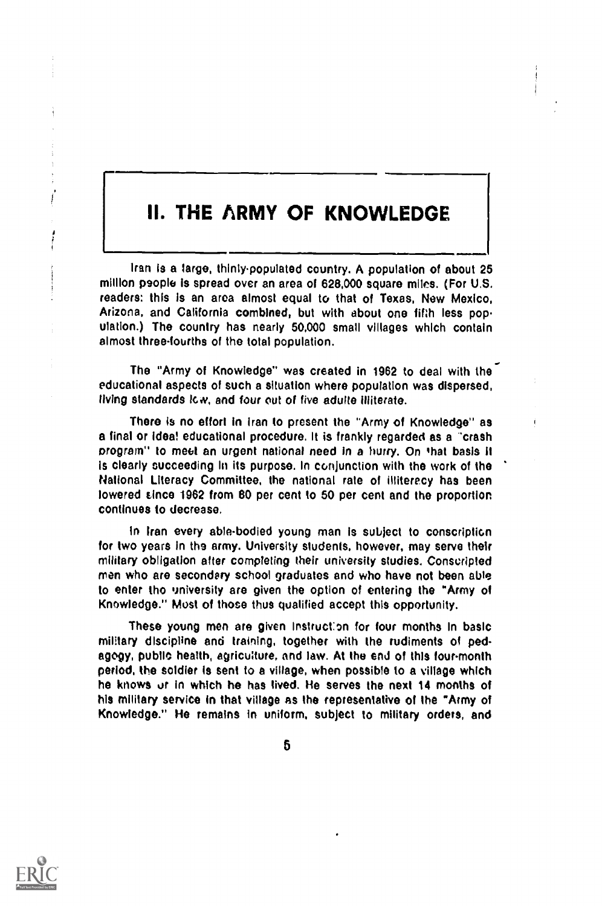# II. THE ARMY OF KNOWLEDGE

Iran is a large, thinly-populated country. A population of about 25 million people is spread over an area of 628,000 square miles. (For U.S. readers: this is an area almost equal to that of Texas, New Mexico, Arizona, and California combined, but with about one fifth less population.) The country has nearly 50,000 small villages which contain almost three-fourths of the total population.

The "Army of Knowledge" was created in 1962 to deal with the educational aspects of such a situation where population was dispersed, living standards low, and four out of five adults illiterate.

There is no effort in Iran to present the "Army of Knowledge" as a final or ideal educational procedure. It is frankly regarded as a "crash program" to meet an urgent national need in a hurry. On that basis it is clearly succeeding in its purpose. In conjunction with the work of the National Literacy Committee, the national rate of illiteracy has been lowered since 1962 from 80 per cent to 50 per cent and the proportion continues to decrease.

In Iran every able-bodied young man is subject to conscription for two years in the army. University students, however, may serve their military obligation after completing their university studies. Conscripted men who are secondary school graduates and who have not been able to enter the university are given the option of entering the "Army of Knowledge." Most of those thus qualified accept this opportunity.

These young men are given instruction for four months in basic military discipline and training, together with the rudiments of pedagogy, public health, agriculture, and law. At the end of this four-month period, the soldier is sent to a village, when possible to a village which he knows or in which he has lived. He serves the next 14 months of his military service in that village as the representative of the "Army of Knowledge." He remains in uniform, subject to military orders, and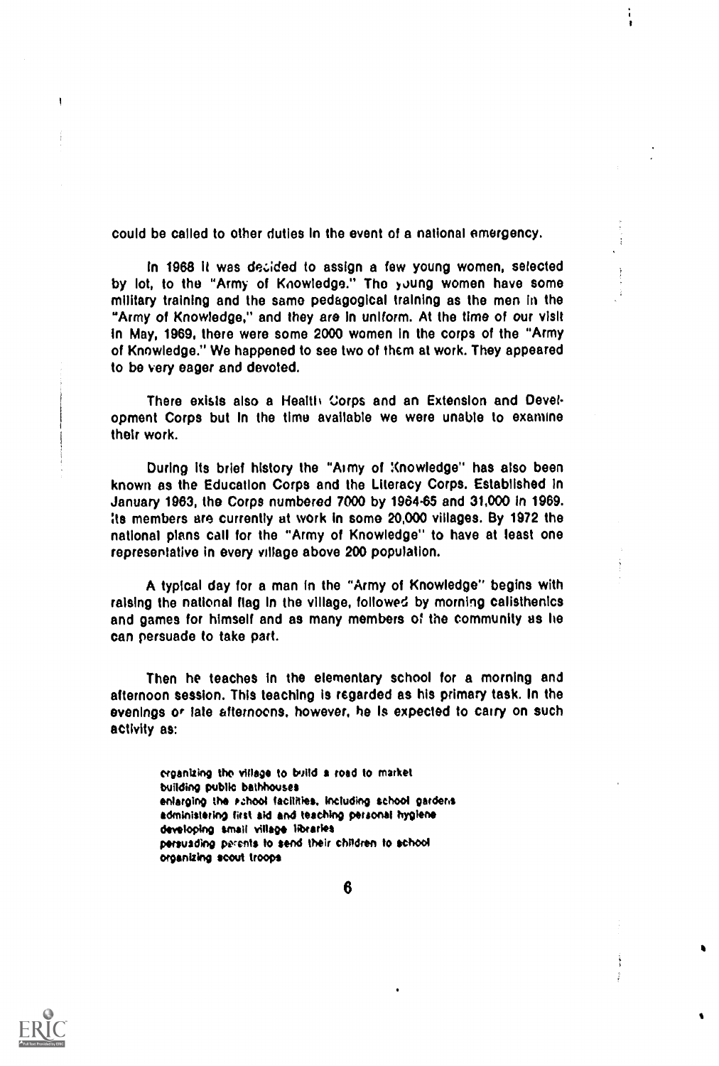could be called to other duties in the event of a national emergency.

In 1968 it was decided to assign a few young women, selected by lot, to the "Army of Knowledge." The young women have some military training and the same pedagogical training as the men in the "Army of Knowledge," and they are in uniform. At the time of our visit in May, 1969, there were some 2000 women in the corps of the "Army of Knowledge." We happened to see two of them at work. They appeared to be very eager and devoted.

There exists also a Health Corps and an Extension and Development Corps but in the time available we were unable to examine their work.

During its brief history the "Army of Knowledge" has also been known as the Education Corps and the Literacy Corps. Established in January 1963, the Corps numbered 7000 by 1964-65 and 31,000 in 1969. Its members are currently at work in some 20,000 villages. By 1972 the national plans call for the "Army of Knowledge" to have at least one representative in every village above 200 population.

A typical day for a man in the "Army of Knowledge" begins with raising the national flag in the village, followed by morning calisthenics and games for himself and as many members of the community as he can persuade to take part.

Then he teaches in the elementary school for a morning and afternoon session. This teaching is regarded as his primary task. In the evenings or late afternoons, however, he is expected to carry on such activity as:

organizing the village to build a road to market
building public bathhouses
enlarging the school facilities, including school gardens
administering first aid and teaching personal hygiene
developing small village libraries
persuading parents to send their children to school
organizing scout troops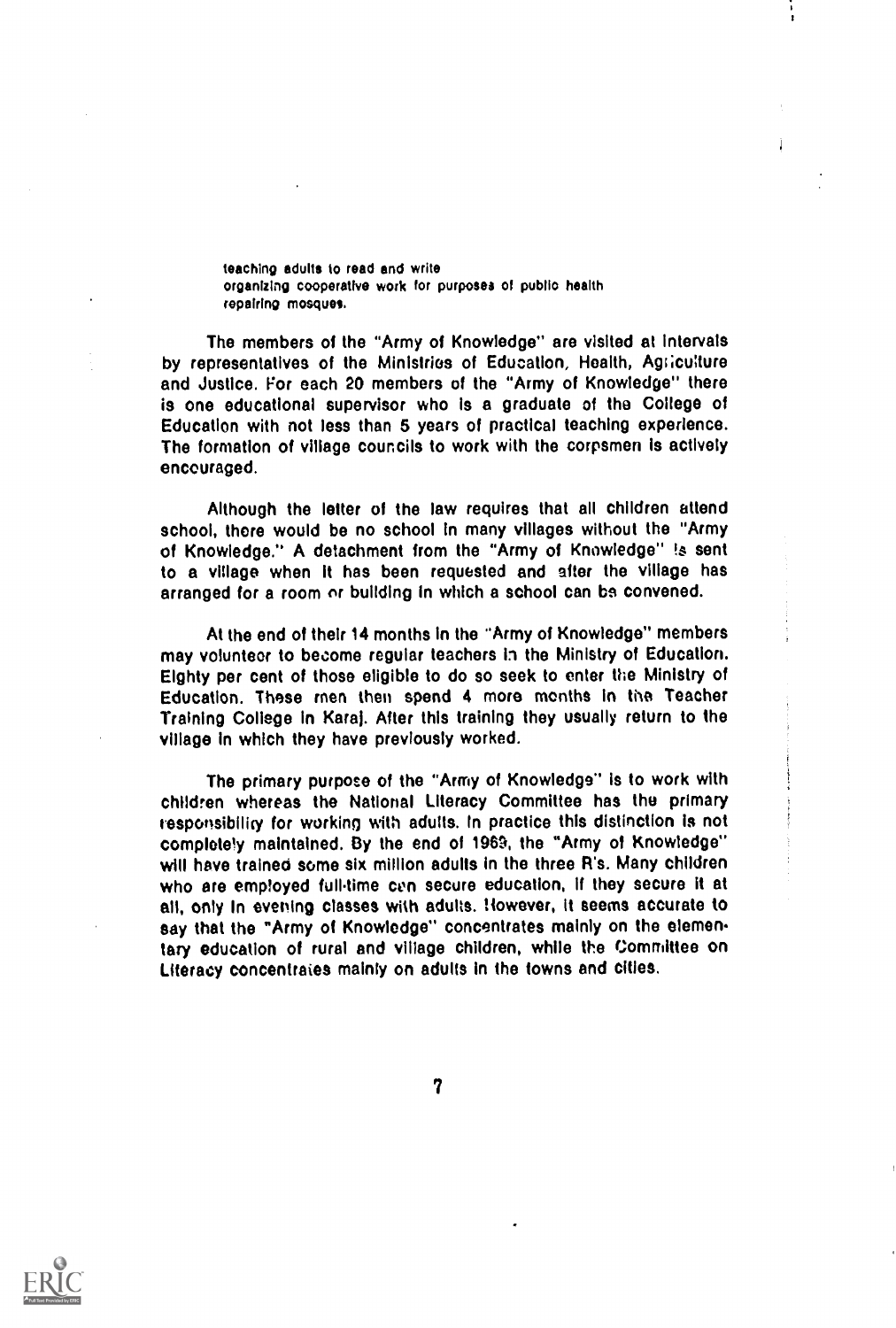teaching adults to read and write
organizing cooperative work for purposes of public health
repairing mosques.

The members of the "Army of Knowledge" are visited at intervals by representatives of the Ministries of Education, Health, Agriculture and Justice. For each 20 members of the "Army of Knowledge" there is one educational supervisor who is a graduate of the College of Education with not less than 5 years of practical teaching experience. The formation of village councils to work with the corpsmen is actively encouraged.

Although the letter of the law requires that all children attend school, there would be no school in many villages without the "Army of Knowledge." A detachment from the "Army of Knowledge" is sent to a village when it has been requested and after the village has arranged for a room or building in which a school can be convened.

At the end of their 14 months in the "Army of Knowledge" members may volunteer to become regular teachers in the Ministry of Education. Eighty per cent of those eligible to do so seek to enter the Ministry of Education. These men then spend 4 more months in the Teacher Training College in Karaj. After this training they usually return to the village in which they have previously worked.

The primary purpose of the "Army of Knowledge" is to work with children whereas the National Literacy Committee has the primary responsibility for working with adults. In practice this distinction is not completely maintained. By the end of 1969, the "Army of Knowledge" will have trained some six million adults in the three R's. Many children who are employed full-time can secure education, if they secure it at all, only in evening classes with adults. However, it seems accurate to say that the "Army of Knowledge" concentrates mainly on the elementary education of rural and village children, while the Committee on Literacy concentrates mainly on adults in the towns and cities.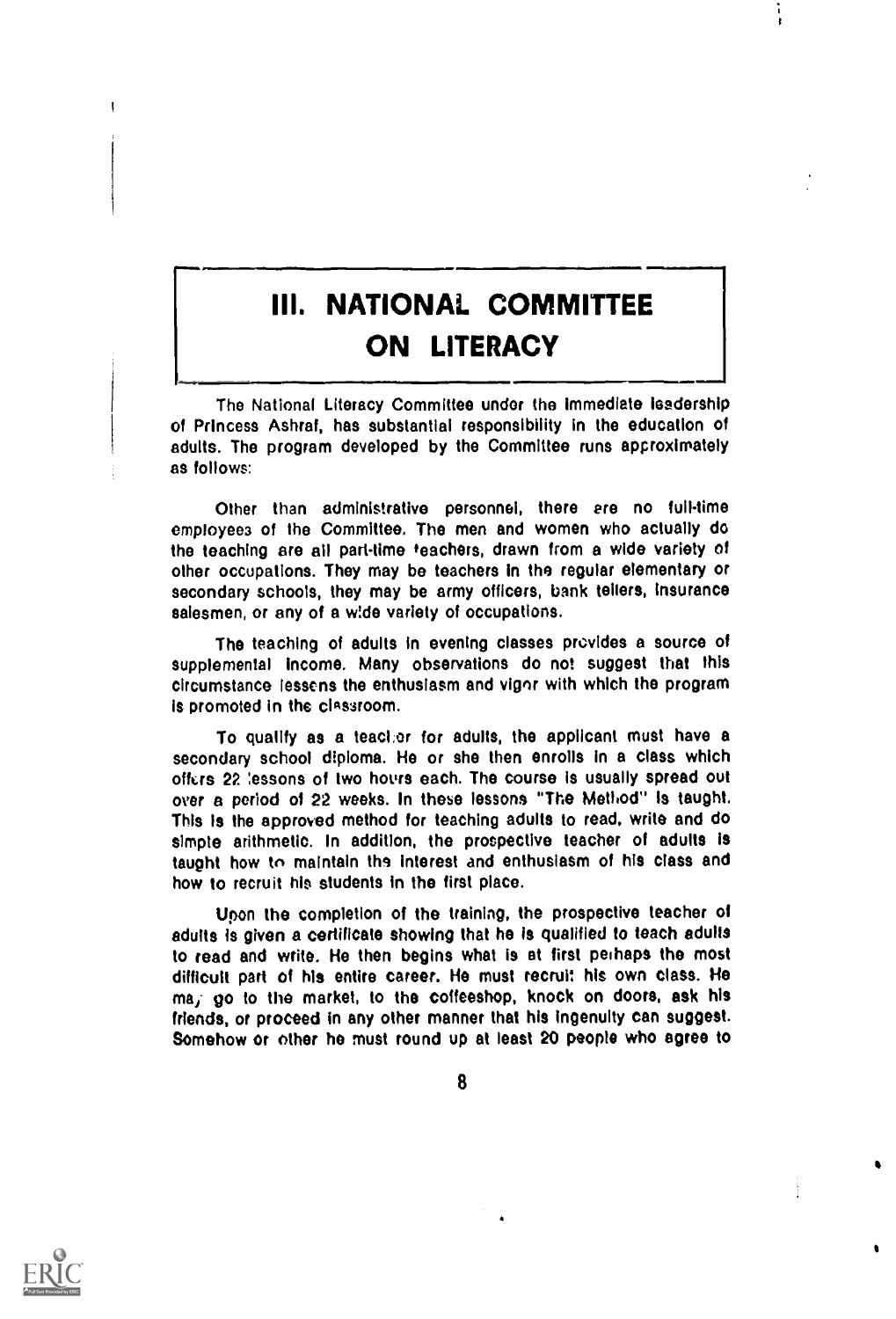# III. NATIONAL COMMITTEE ON LITERACY

The National Literacy Committee under the immediate leadership of Princess Ashraf, has substantial responsibility in the education of adults. The program developed by the Committee runs approximately as follows:

Other than administrative personnel, there are no full-time employees of the Committee. The men and women who actually do the teaching are all part-time teachers, drawn from a wide variety of other occupations. They may be teachers in the regular elementary or secondary schools, they may be army officers, bank tellers, insurance salesmen, or any of a wide variety of occupations.

The teaching of adults in evening classes provides a source of supplemental income. Many observations do not suggest that this circumstance lessens the enthusiasm and vigor with which the program is promoted in the classroom.

To qualify as a teacher for adults, the applicant must have a secondary school diploma. He or she then enrolls in a class which offers 22 lessons of two hours each. The course is usually spread out over a period of 22 weeks. In these lessons "The Method" is taught. This is the approved method for teaching adults to read, write and do simple arithmetic. In addition, the prospective teacher of adults is taught how to maintain the interest and enthusiasm of his class and how to recruit his students in the first place.

Upon the completion of the training, the prospective teacher of adults is given a certificate showing that he is qualified to teach adults to read and write. He then begins what is at first perhaps the most difficult part of his entire career. He must recruit his own class. He may go to the market, to the coffeeshop, knock on doors, ask his friends, or proceed in any other manner that his ingenuity can suggest. Somehow or other he must round up at least 20 people who agree to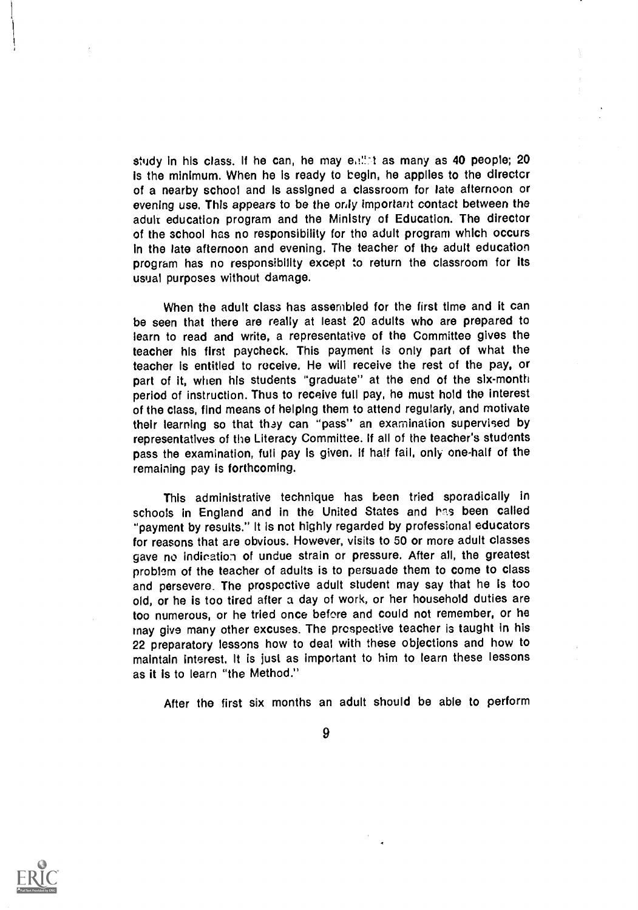study in his class. If he can, he may enlist as many as 40 people; 20 is the minimum. When he is ready to begin, he applies to the director of a nearby school and is assigned a classroom for late afternoon or evening use. This appears to be the only important contact between the adult education program and the Ministry of Education. The director of the school has no responsibility for the adult program which occurs in the late afternoon and evening. The teacher of the adult education program has no responsibility except to return the classroom for its usual purposes without damage.

When the adult class has assembled for the first time and it can be seen that there are really at least 20 adults who are prepared to learn to read and write, a representative of the Committee gives the teacher his first paycheck. This payment is only part of what the teacher is entitled to receive. He will receive the rest of the pay, or part of it, when his students "graduate" at the end of the six-month period of instruction. Thus to receive full pay, he must hold the interest of the class, find means of helping them to attend regularly, and motivate their learning so that they can "pass" an examination supervised by representatives of the Literacy Committee. If all of the teacher's students pass the examination, full pay is given. If half fail, only one-half of the remaining pay is forthcoming.

This administrative technique has been tried sporadically in schools in England and in the United States and has been called "payment by results." It is not highly regarded by professional educators for reasons that are obvious. However, visits to 50 or more adult classes gave no indication of undue strain or pressure. After all, the greatest problem of the teacher of adults is to persuade them to come to class and persevere. The prospective adult student may say that he is too old, or he is too tired after a day of work, or her household duties are too numerous, or he tried once before and could not remember, or he may give many other excuses. The prospective teacher is taught in his 22 preparatory lessons how to deal with these objections and how to maintain interest. It is just as important to him to learn these lessons as it is to learn "the Method."

After the first six months an adult should be able to perform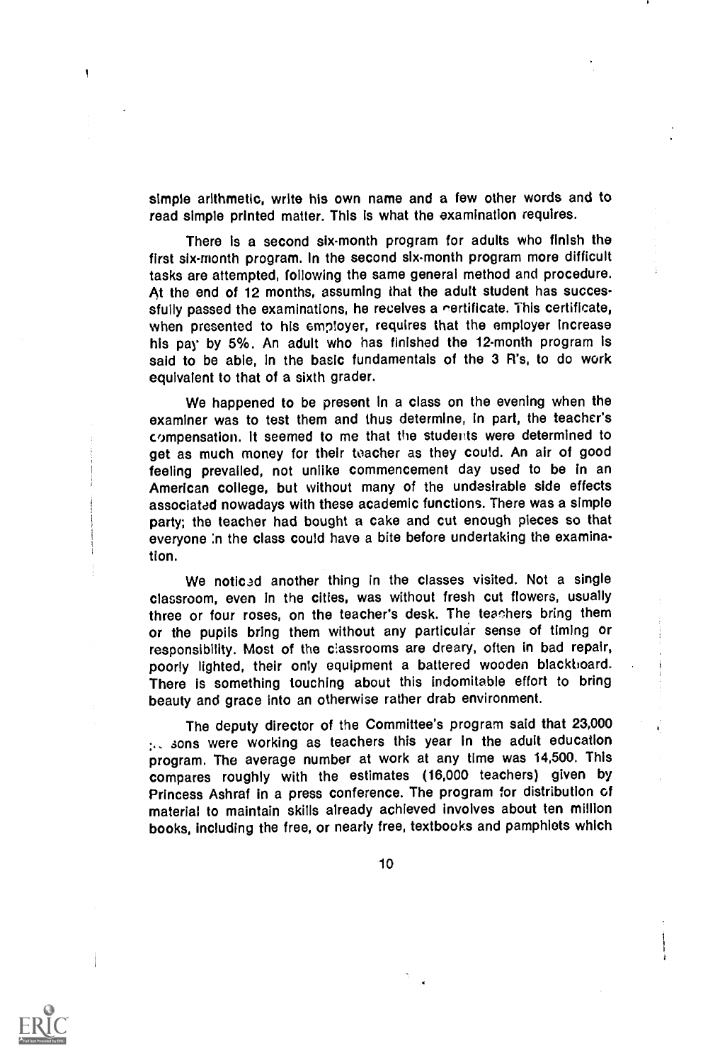simple arithmetic, write his own name and a few other words and to read simple printed matter. This is what the examination requires.

There is a second six-month program for adults who finish the first six-month program. In the second six-month program more difficult tasks are attempted, following the same general method and procedure. At the end of 12 months, assuming that the adult student has successfully passed the examinations, he receives a certificate. This certificate, when presented to his employer, requires that the employer increase his pay by 5%. An adult who has finished the 12-month program is said to be able, in the basic fundamentals of the 3 R's, to do work equivalent to that of a sixth grader.

We happened to be present in a class on the evening when the examiner was to test them and thus determine, in part, the teacher's compensation. It seemed to me that the students were determined to get as much money for their teacher as they could. An air of good feeling prevailed, not unlike commencement day used to be in an American college, but without many of the undesirable side effects associated nowadays with these academic functions. There was a simple party; the teacher had bought a cake and cut enough pieces so that everyone in the class could have a bite before undertaking the examination.

We noticed another thing in the classes visited. Not a single classroom, even in the cities, was without fresh cut flowers, usually three or four roses, on the teacher's desk. The teachers bring them or the pupils bring them without any particular sense of timing or responsibility. Most of the classrooms are dreary, often in bad repair, poorly lighted, their only equipment a battered wooden blackboard. There is something touching about this indomitable effort to bring beauty and grace into an otherwise rather drab environment.

The deputy director of the Committee's program said that 23,000 persons were working as teachers this year in the adult education program. The average number at work at any time was 14,500. This compares roughly with the estimates (16,000 teachers) given by Princess Ashraf in a press conference. The program for distribution of material to maintain skills already achieved involves about ten million books, including the free, or nearly free, textbooks and pamphlets which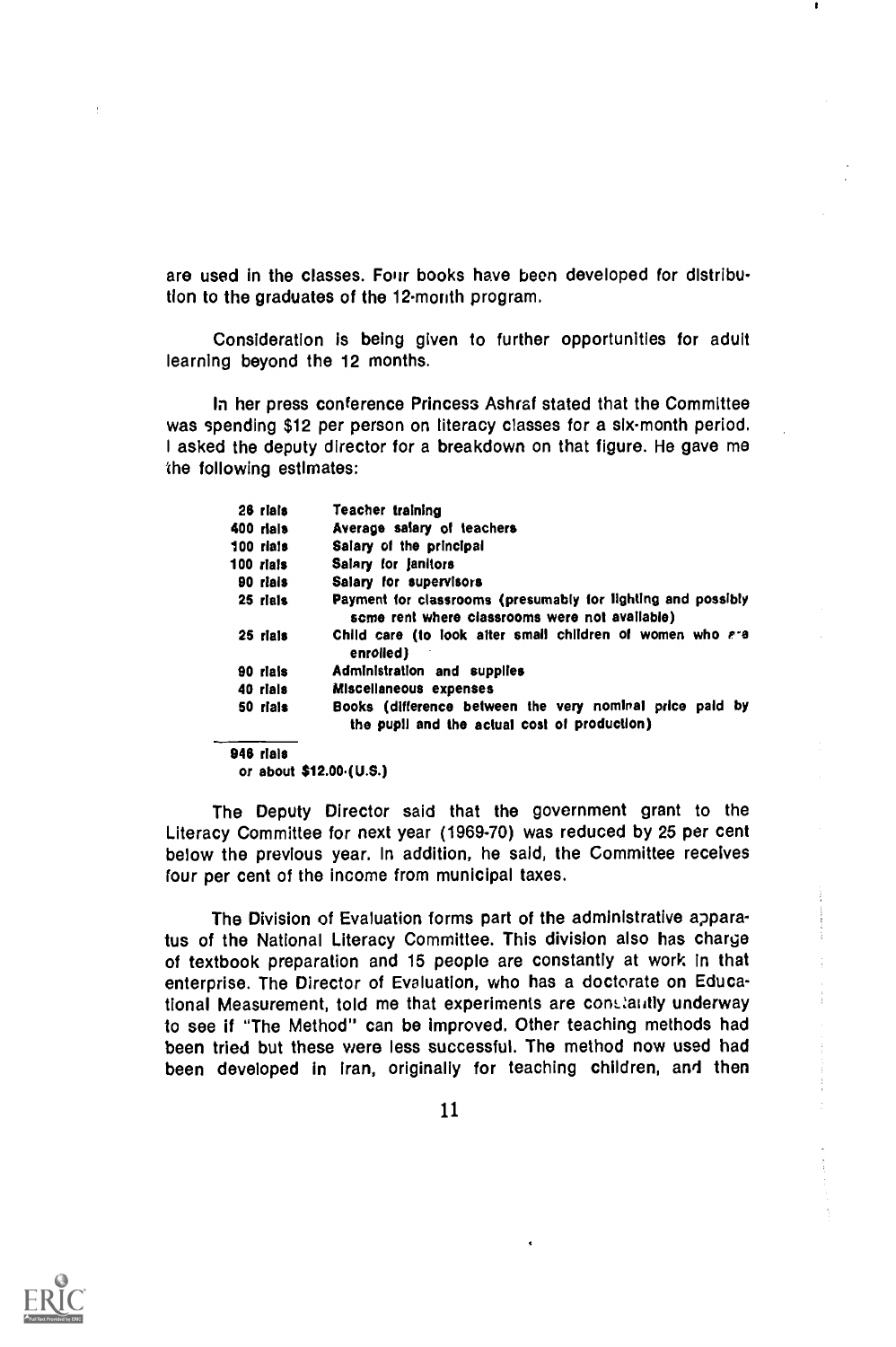are used in the classes. Four books have been developed for distribution to the graduates of the 12-month program.

Consideration is being given to further opportunities for adult learning beyond the 12 months.

In her press conference Princess Ashraf stated that the Committee was spending $12 per person on literacy classes for a six-month period. I asked the deputy director for a breakdown on that figure. He gave me the following estimates:

| | |
|---|---|
| 26 rials | Teacher training |
| 400 rials | Average salary of teachers |
| 100 rials | Salary of the principal |
| 100 rials | Salary for janitors |
| 90 rials | Salary for supervisors |
| 25 rials | Payment for classrooms (presumably for lighting and possibly some rent where classrooms were not available) |
| 25 rials | Child care (to look after small children of women who are enrolled) |
| 90 rials | Administration and supplies |
| 40 rials | Miscellaneous expenses |
| 50 rials | Books (difference between the very nominal price paid by the pupil and the actual cost of production) |
| 946 rials | |
| or about $12.00 (U.S.) | |

The Deputy Director said that the government grant to the Literacy Committee for next year (1969-70) was reduced by 25 per cent below the previous year. In addition, he said, the Committee receives four per cent of the income from municipal taxes.

The Division of Evaluation forms part of the administrative apparatus of the National Literacy Committee. This division also has charge of textbook preparation and 15 people are constantly at work in that enterprise. The Director of Evaluation, who has a doctorate on Educational Measurement, told me that experiments are constantly underway to see if "The Method" can be improved. Other teaching methods had been tried but these were less successful. The method now used had been developed in Iran, originally for teaching children, and then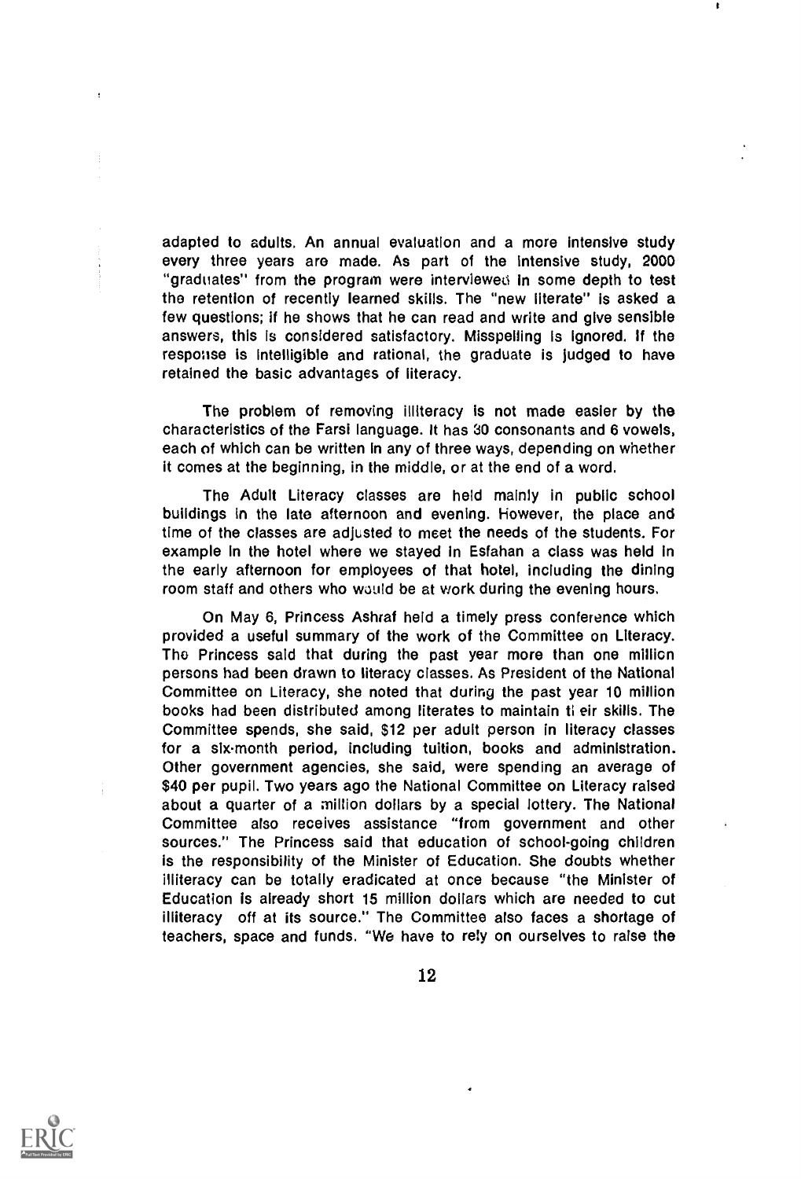adapted to adults. An annual evaluation and a more intensive study every three years are made. As part of the intensive study, 2000 "graduates" from the program were interviewed in some depth to test the retention of recently learned skills. The "new literate" is asked a few questions; if he shows that he can read and write and give sensible answers, this is considered satisfactory. Misspelling is ignored. If the response is intelligible and rational, the graduate is judged to have retained the basic advantages of literacy.

The problem of removing illiteracy is not made easier by the characteristics of the Farsi language. It has 30 consonants and 6 vowels, each of which can be written in any of three ways, depending on whether it comes at the beginning, in the middle, or at the end of a word.

The Adult Literacy classes are held mainly in public school buildings in the late afternoon and evening. However, the place and time of the classes are adjusted to meet the needs of the students. For example in the hotel where we stayed in Esfahan a class was held in the early afternoon for employees of that hotel, including the dining room staff and others who would be at work during the evening hours.

On May 6, Princess Ashraf held a timely press conference which provided a useful summary of the work of the Committee on Literacy. The Princess said that during the past year more than one million persons had been drawn to literacy classes. As President of the National Committee on Literacy, she noted that during the past year 10 million books had been distributed among literates to maintain their skills. The Committee spends, she said, $12 per adult person in literacy classes for a six-month period, including tuition, books and administration. Other government agencies, she said, were spending an average of $40 per pupil. Two years ago the National Committee on Literacy raised about a quarter of a million dollars by a special lottery. The National Committee also receives assistance "from government and other sources." The Princess said that education of school-going children is the responsibility of the Minister of Education. She doubts whether illiteracy can be totally eradicated at once because "the Minister of Education is already short 15 million dollars which are needed to cut illiteracy off at its source." The Committee also faces a shortage of teachers, space and funds. "We have to rely on ourselves to raise the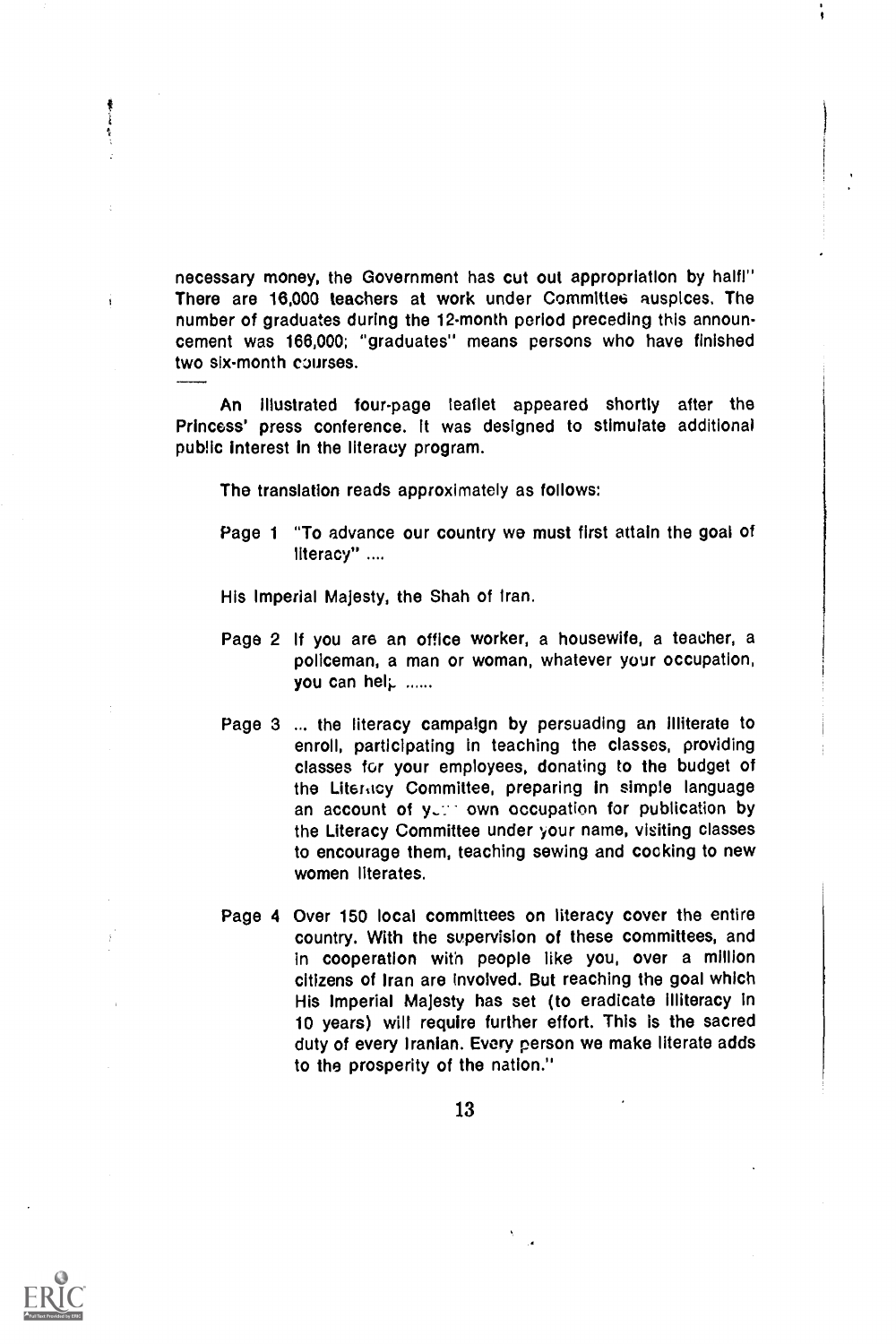necessary money, the Government has cut out appropriation by half!" There are 16,000 teachers at work under Committee auspices. The number of graduates during the 12-month period preceding this announcement was 166,000; "graduates" means persons who have finished two six-month courses.

---

An illustrated four-page leaflet appeared shortly after the Princess' press conference. It was designed to stimulate additional public interest in the literacy program.

The translation reads approximately as follows:

Page 1 "To advance our country we must first attain the goal of literacy" ....

His Imperial Majesty, the Shah of Iran.

Page 2 If you are an office worker, a housewife, a teacher, a policeman, a man or woman, whatever your occupation, you can help ......

Page 3 ... the literacy campaign by persuading an illiterate to enroll, participating in teaching the classes, providing classes for your employees, donating to the budget of the Literacy Committee, preparing in simple language an account of your own occupation for publication by the Literacy Committee under your name, visiting classes to encourage them, teaching sewing and cooking to new women literates.

Page 4 Over 150 local committees on literacy cover the entire country. With the supervision of these committees, and in cooperation with people like you, over a million citizens of Iran are involved. But reaching the goal which His Imperial Majesty has set (to eradicate illiteracy in 10 years) will require further effort. This is the sacred duty of every Iranian. Every person we make literate adds to the prosperity of the nation."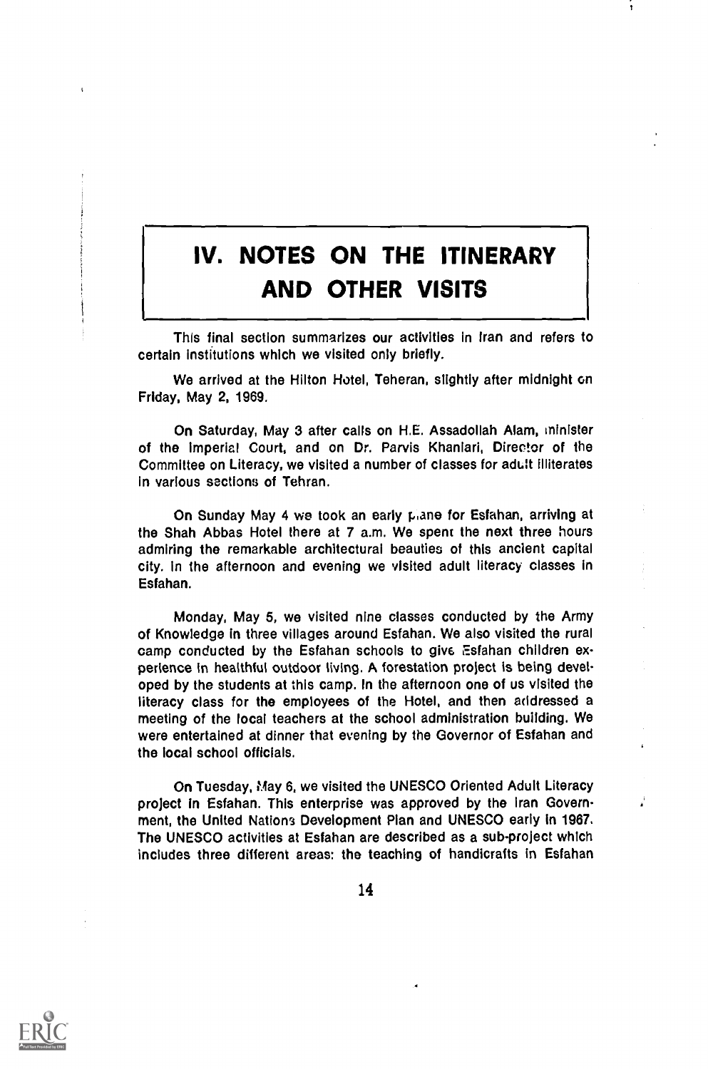# IV. NOTES ON THE ITINERARY AND OTHER VISITS

This final section summarizes our activities in Iran and refers to certain institutions which we visited only briefly.

We arrived at the Hilton Hotel, Teheran, slightly after midnight on Friday, May 2, 1969.

On Saturday, May 3 after calls on H.E. Assadollah Alam, minister of the Imperial Court, and on Dr. Parvis Khanlari, Director of the Committee on Literacy, we visited a number of classes for adult illiterates in various sections of Tehran.

On Sunday May 4 we took an early plane for Esfahan, arriving at the Shah Abbas Hotel there at 7 a.m. We spent the next three hours admiring the remarkable architectural beauties of this ancient capital city. In the afternoon and evening we visited adult literacy classes in Esfahan.

Monday, May 5, we visited nine classes conducted by the Army of Knowledge in three villages around Esfahan. We also visited the rural camp conducted by the Esfahan schools to give Esfahan children experience in healthful outdoor living. A forestation project is being developed by the students at this camp. In the afternoon one of us visited the literacy class for the employees of the Hotel, and then addressed a meeting of the local teachers at the school administration building. We were entertained at dinner that evening by the Governor of Esfahan and the local school officials.

On Tuesday, May 6, we visited the UNESCO Oriented Adult Literacy project in Esfahan. This enterprise was approved by the Iran Government, the United Nations Development Plan and UNESCO early in 1967. The UNESCO activities at Esfahan are described as a sub-project which includes three different areas: the teaching of handicrafts in Esfahan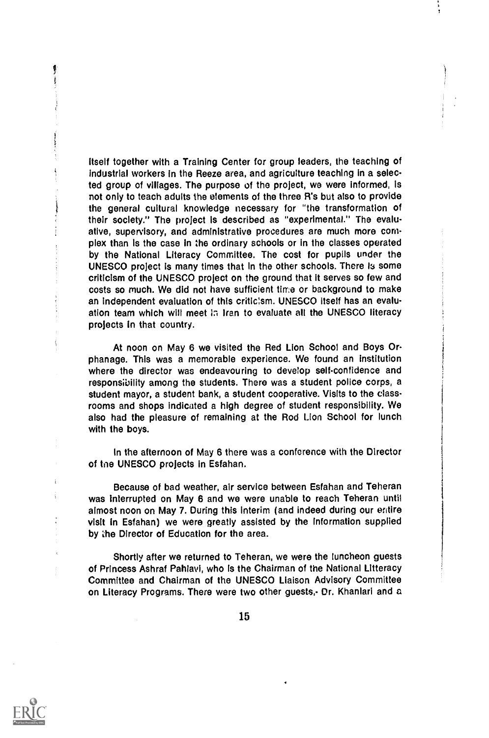itself together with a Training Center for group leaders, the teaching of industrial workers in the Reeze area, and agriculture teaching in a selected group of villages. The purpose of the project, we were informed, is not only to teach adults the elements of the three R's but also to provide the general cultural knowledge necessary for "the transformation of their society." The project is described as "experimental." The evaluative, supervisory, and administrative procedures are much more complex than is the case in the ordinary schools or in the classes operated by the National Literacy Committee. The cost for pupils under the UNESCO project is many times that in the other schools. There is some criticism of the UNESCO project on the ground that it serves so few and costs so much. We did not have sufficient time or background to make an independent evaluation of this criticism. UNESCO itself has an evaluation team which will meet in Iran to evaluate all the UNESCO literacy projects in that country.

At noon on May 6 we visited the Red Lion School and Boys Orphanage. This was a memorable experience. We found an institution where the director was endeavouring to develop self-confidence and responsibility among the students. There was a student police corps, a student mayor, a student bank, a student cooperative. Visits to the classrooms and shops indicated a high degree of student responsibility. We also had the pleasure of remaining at the Rod Lion School for lunch with the boys.

In the afternoon of May 6 there was a conference with the Director of the UNESCO projects in Esfahan.

Because of bad weather, air service between Esfahan and Teheran was interrupted on May 6 and we were unable to reach Teheran until almost noon on May 7. During this interim (and indeed during our entire visit in Esfahan) we were greatly assisted by the information supplied by the Director of Education for the area.

Shortly after we returned to Teheran, we were the luncheon guests of Princess Ashraf Pahlavi, who is the Chairman of the National Litteracy Committee and Chairman of the UNESCO Liaison Advisory Committee on Literacy Programs. There were two other guests,- Dr. Khanlari and a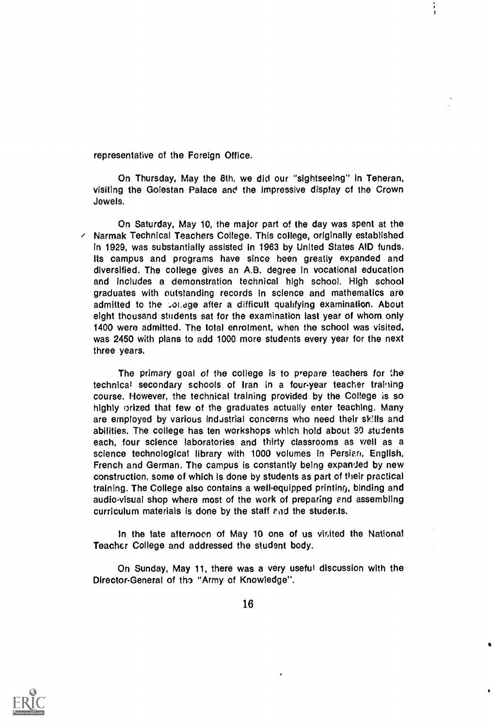representative of the Foreign Office.

On Thursday, May the 8th, we did our "sightseeing" in Teheran, visiting the Golestan Palace and the impressive display of the Crown Jewels.

On Saturday, May 10, the major part of the day was spent at the Narmak Technical Teachers College. This college, originally established in 1929, was substantially assisted in 1963 by United States AID funds. Its campus and programs have since been greatly expanded and diversified. The college gives an A.B. degree in vocational education and includes a demonstration technical high school. High school graduates with outstanding records in science and mathematics are admitted to the college after a difficult qualifying examination. About eight thousand students sat for the examination last year of whom only 1400 were admitted. The total enrolment, when the school was visited, was 2450 with plans to add 1000 more students every year for the next three years.

The primary goal of the college is to prepare teachers for the technical secondary schools of Iran in a four-year teacher training course. However, the technical training provided by the College is so highly prized that few of the graduates actually enter teaching. Many are employed by various industrial concerns who need their skills and abilities. The college has ten workshops which hold about 30 students each, four science laboratories and thirty classrooms as well as a science technological library with 1000 volumes in Persian, English, French and German. The campus is constantly being expanded by new construction, some of which is done by students as part of their practical training. The College also contains a well-equipped printing, binding and audio-visual shop where most of the work of preparing and assembling curriculum materials is done by the staff and the students.

In the late afternoon of May 10 one of us visited the National Teacher College and addressed the student body.

On Sunday, May 11, there was a very useful discussion with the Director-General of the "Army of Knowledge".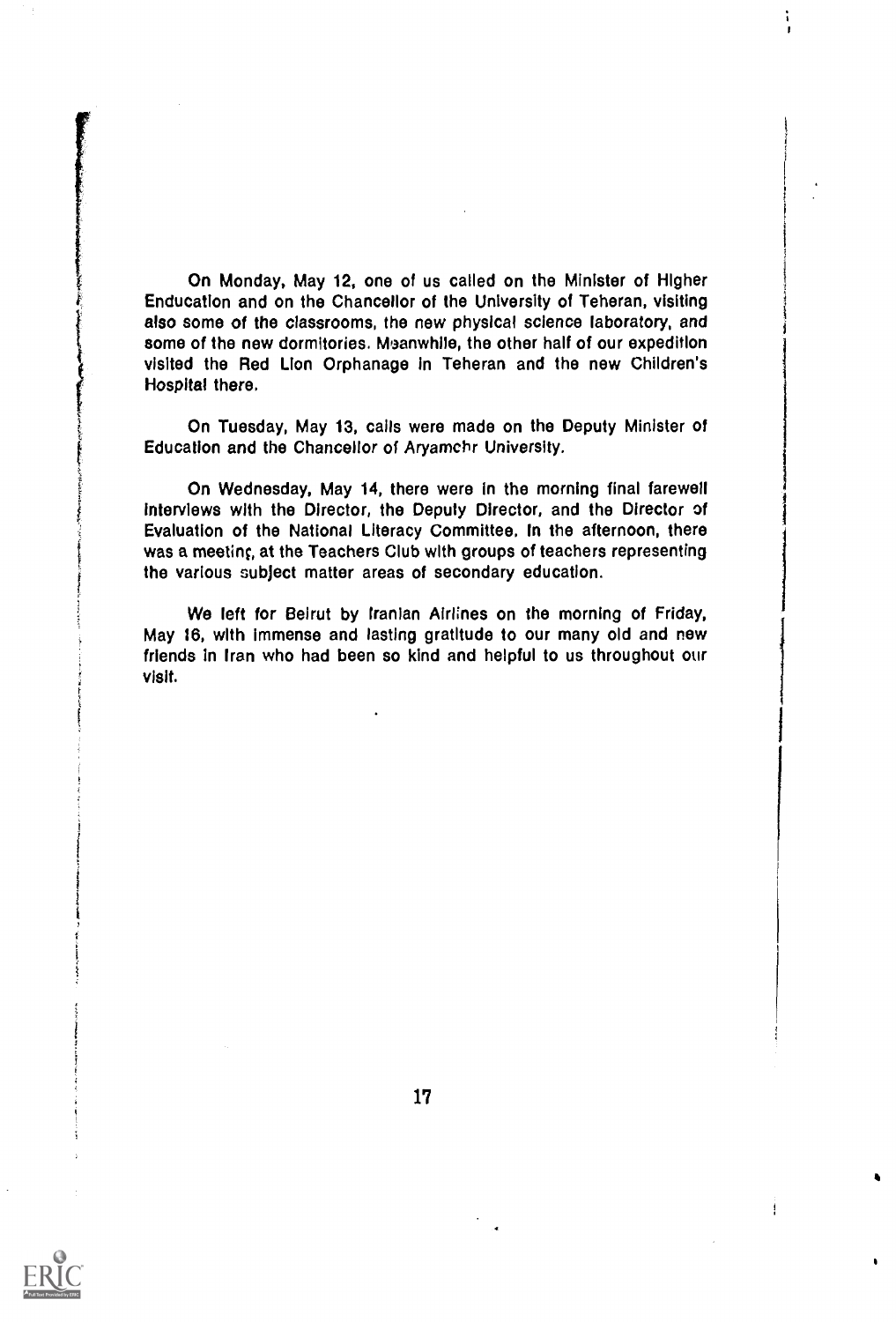On Monday, May 12, one of us called on the Minister of Higher Enducation and on the Chancellor of the University of Teheran, visiting also some of the classrooms, the new physical science laboratory, and some of the new dormitories. Meanwhile, the other half of our expedition visited the Red Lion Orphanage in Teheran and the new Children's Hospital there.

On Tuesday, May 13, calls were made on the Deputy Minister of Education and the Chancellor of Aryamehr University.

On Wednesday, May 14, there were in the morning final farewell interviews with the Director, the Deputy Director, and the Director of Evaluation of the National Literacy Committee. In the afternoon, there was a meeting at the Teachers Club with groups of teachers representing the various subject matter areas of secondary education.

We left for Beirut by Iranian Airlines on the morning of Friday, May 16, with immense and lasting gratitude to our many old and new friends in Iran who had been so kind and helpful to us throughout our visit.